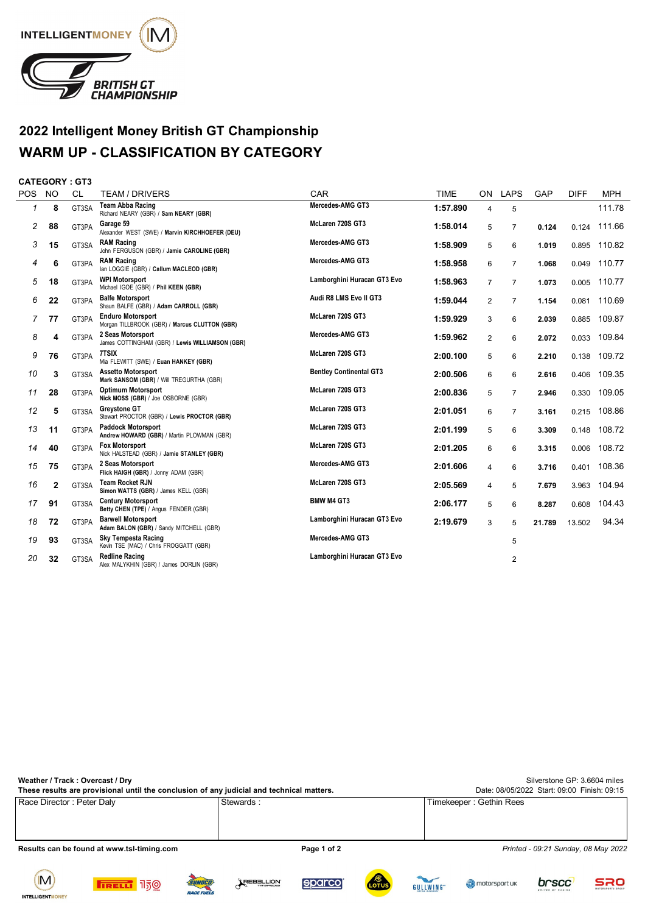# 2022 Intelligent Money British GT Championship

# WARM UP - CLASSIFICATION BY CATEGORY

**CATEGORY : GT3**

| POS | NO | CL | TEAM / DRIVERS | CAR | TIME | ON | LAPS | GAP | DIFF | MPH |
|---|---|---|---|---|---|---|---|---|---|---|
| 1 | 8 | GT3SA | **Team Abba Racing**<br>Richard NEARY (GBR) / **Sam NEARY (GBR)** | Mercedes-AMG GT3 | 1:57.890 | 4 | 5 | | | 111.78 |
| 2 | 88 | GT3PA | **Garage 59**<br>Alexander WEST (SWE) / **Marvin KIRCHHOEFER (DEU)** | McLaren 720S GT3 | 1:58.014 | 5 | 7 | 0.124 | 0.124 | 111.66 |
| 3 | 15 | GT3SA | **RAM Racing**<br>John FERGUSON (GBR) / **Jamie CAROLINE (GBR)** | Mercedes-AMG GT3 | 1:58.909 | 5 | 6 | 1.019 | 0.895 | 110.82 |
| 4 | 6 | GT3PA | **RAM Racing**<br>Ian LOGGIE (GBR) / **Callum MACLEOD (GBR)** | Mercedes-AMG GT3 | 1:58.958 | 6 | 7 | 1.068 | 0.049 | 110.77 |
| 5 | 18 | GT3PA | **WPI Motorsport**<br>Michael IGOE (GBR) / **Phil KEEN (GBR)** | Lamborghini Huracan GT3 Evo | 1:58.963 | 7 | 7 | 1.073 | 0.005 | 110.77 |
| 6 | 22 | GT3PA | **Balfe Motorsport**<br>Shaun BALFE (GBR) / **Adam CARROLL (GBR)** | Audi R8 LMS Evo II GT3 | 1:59.044 | 2 | 7 | 1.154 | 0.081 | 110.69 |
| 7 | 77 | GT3PA | **Enduro Motorsport**<br>Morgan TILLBROOK (GBR) / **Marcus CLUTTON (GBR)** | McLaren 720S GT3 | 1:59.929 | 3 | 6 | 2.039 | 0.885 | 109.87 |
| 8 | 4 | GT3PA | **2 Seas Motorsport**<br>James COTTINGHAM (GBR) / **Lewis WILLIAMSON (GBR)** | Mercedes-AMG GT3 | 1:59.962 | 2 | 6 | 2.072 | 0.033 | 109.84 |
| 9 | 76 | GT3PA | **7TSIX**<br>Mia FLEWITT (SWE) / **Euan HANKEY (GBR)** | McLaren 720S GT3 | 2:00.100 | 5 | 6 | 2.210 | 0.138 | 109.72 |
| 10 | 3 | GT3SA | **Assetto Motorsport**<br>**Mark SANSOM (GBR)** / Will TREGURTHA (GBR) | Bentley Continental GT3 | 2:00.506 | 6 | 6 | 2.616 | 0.406 | 109.35 |
| 11 | 28 | GT3PA | **Optimum Motorsport**<br>**Nick MOSS (GBR)** / Joe OSBORNE (GBR) | McLaren 720S GT3 | 2:00.836 | 5 | 7 | 2.946 | 0.330 | 109.05 |
| 12 | 5 | GT3SA | **Greystone GT**<br>Stewart PROCTOR (GBR) / **Lewis PROCTOR (GBR)** | McLaren 720S GT3 | 2:01.051 | 6 | 7 | 3.161 | 0.215 | 108.86 |
| 13 | 11 | GT3PA | **Paddock Motorsport**<br>**Andrew HOWARD (GBR)** / Martin PLOWMAN (GBR) | McLaren 720S GT3 | 2:01.199 | 5 | 6 | 3.309 | 0.148 | 108.72 |
| 14 | 40 | GT3PA | **Fox Motorsport**<br>Nick HALSTEAD (GBR) / **Jamie STANLEY (GBR)** | McLaren 720S GT3 | 2:01.205 | 6 | 6 | 3.315 | 0.006 | 108.72 |
| 15 | 75 | GT3PA | **2 Seas Motorsport**<br>**Flick HAIGH (GBR)** / Jonny ADAM (GBR) | Mercedes-AMG GT3 | 2:01.606 | 4 | 6 | 3.716 | 0.401 | 108.36 |
| 16 | 2 | GT3SA | **Team Rocket RJN**<br>**Simon WATTS (GBR)** / James KELL (GBR) | McLaren 720S GT3 | 2:05.569 | 4 | 5 | 7.679 | 3.963 | 104.94 |
| 17 | 91 | GT3SA | **Century Motorsport**<br>**Betty CHEN (TPE)** / Angus FENDER (GBR) | BMW M4 GT3 | 2:06.177 | 5 | 6 | 8.287 | 0.608 | 104.43 |
| 18 | 72 | GT3PA | **Barwell Motorsport**<br>**Adam BALON (GBR)** / Sandy MITCHELL (GBR) | Lamborghini Huracan GT3 Evo | 2:19.679 | 3 | 5 | 21.789 | 13.502 | 94.34 |
| 19 | 93 | GT3SA | **Sky Tempesta Racing**<br>Kevin TSE (MAC) / Chris FROGGATT (GBR) | Mercedes-AMG GT3 | | | 5 | | | |
| 20 | 32 | GT3SA | **Redline Racing**<br>Alex MALYKHIN (GBR) / James DORLIN (GBR) | Lamborghini Huracan GT3 Evo | | | 2 | | | |

**Weather / Track : Overcast / Dry**
**These results are provisional until the conclusion of any judicial and technical matters.**

Silverstone GP: 3.6604 miles
Date: 08/05/2022 Start: 09:00 Finish: 09:15

| Race Director : Peter Daly | Stewards : | Timekeeper : Gethin Rees |
|---|---|---|

**Results can be found at www.tsl-timing.com**

*Printed - 09:21 Sunday, 08 May 2022*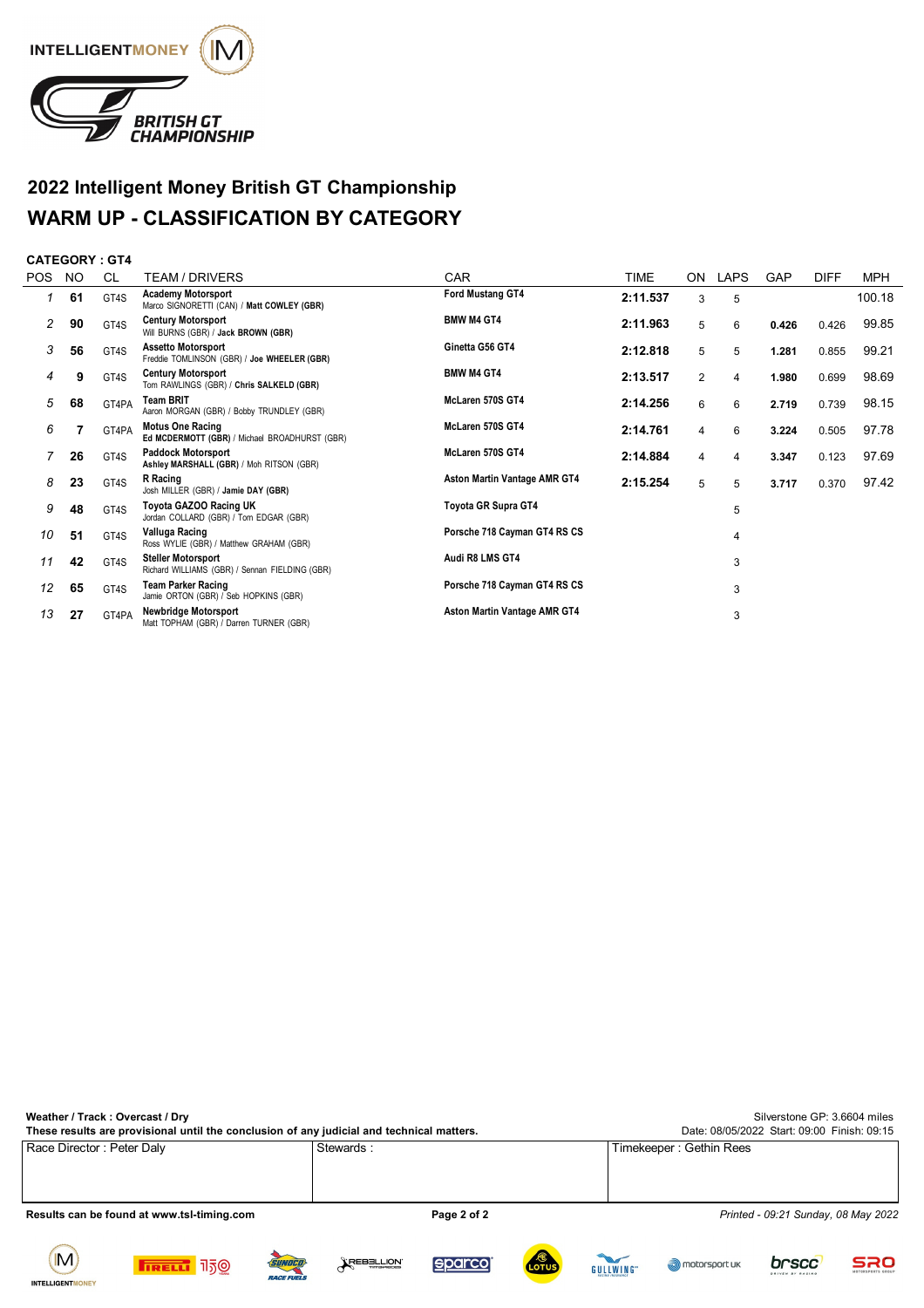# 2022 Intelligent Money British GT Championship

# WARM UP - CLASSIFICATION BY CATEGORY

**CATEGORY : GT4**

| POS | NO | CL | TEAM / DRIVERS | CAR | TIME | ON | LAPS | GAP | DIFF | MPH |
|---|---|---|---|---|---|---|---|---|---|---|
| 1 | 61 | GT4S | **Academy Motorsport** Marco SIGNORETTI (CAN) / **Matt COWLEY (GBR)** | Ford Mustang GT4 | 2:11.537 | 3 | 5 | | | 100.18 |
| 2 | 90 | GT4S | **Century Motorsport** Will BURNS (GBR) / **Jack BROWN (GBR)** | BMW M4 GT4 | 2:11.963 | 5 | 6 | 0.426 | 0.426 | 99.85 |
| 3 | 56 | GT4S | **Assetto Motorsport** Freddie TOMLINSON (GBR) / **Joe WHEELER (GBR)** | Ginetta G56 GT4 | 2:12.818 | 5 | 5 | 1.281 | 0.855 | 99.21 |
| 4 | 9 | GT4S | **Century Motorsport** Tom RAWLINGS (GBR) / **Chris SALKELD (GBR)** | BMW M4 GT4 | 2:13.517 | 2 | 4 | 1.980 | 0.699 | 98.69 |
| 5 | 68 | GT4PA | **Team BRIT** Aaron MORGAN (GBR) / Bobby TRUNDLEY (GBR) | McLaren 570S GT4 | 2:14.256 | 6 | 6 | 2.719 | 0.739 | 98.15 |
| 6 | 7 | GT4PA | **Motus One Racing** **Ed MCDERMOTT (GBR)** / Michael BROADHURST (GBR) | McLaren 570S GT4 | 2:14.761 | 4 | 6 | 3.224 | 0.505 | 97.78 |
| 7 | 26 | GT4S | **Paddock Motorsport** **Ashley MARSHALL (GBR)** / Moh RITSON (GBR) | McLaren 570S GT4 | 2:14.884 | 4 | 4 | 3.347 | 0.123 | 97.69 |
| 8 | 23 | GT4S | **R Racing** Josh MILLER (GBR) / **Jamie DAY (GBR)** | Aston Martin Vantage AMR GT4 | 2:15.254 | 5 | 5 | 3.717 | 0.370 | 97.42 |
| 9 | 48 | GT4S | **Toyota GAZOO Racing UK** Jordan COLLARD (GBR) / Tom EDGAR (GBR) | Toyota GR Supra GT4 | | | 5 | | | |
| 10 | 51 | GT4S | **Valluga Racing** Ross WYLIE (GBR) / Matthew GRAHAM (GBR) | Porsche 718 Cayman GT4 RS CS | | | 4 | | | |
| 11 | 42 | GT4S | **Steller Motorsport** Richard WILLIAMS (GBR) / Sennan FIELDING (GBR) | Audi R8 LMS GT4 | | | 3 | | | |
| 12 | 65 | GT4S | **Team Parker Racing** Jamie ORTON (GBR) / Seb HOPKINS (GBR) | Porsche 718 Cayman GT4 RS CS | | | 3 | | | |
| 13 | 27 | GT4PA | **Newbridge Motorsport** Matt TOPHAM (GBR) / Darren TURNER (GBR) | Aston Martin Vantage AMR GT4 | | | 3 | | | |

**Weather / Track : Overcast / Dry**
**These results are provisional until the conclusion of any judicial and technical matters.**

Silverstone GP: 3.6604 miles
Date: 08/05/2022 Start: 09:00 Finish: 09:15

| Race Director : Peter Daly | Stewards : | Timekeeper : Gethin Rees |
|---|---|---|

**Results can be found at www.tsl-timing.com**

*Printed - 09:21 Sunday, 08 May 2022*